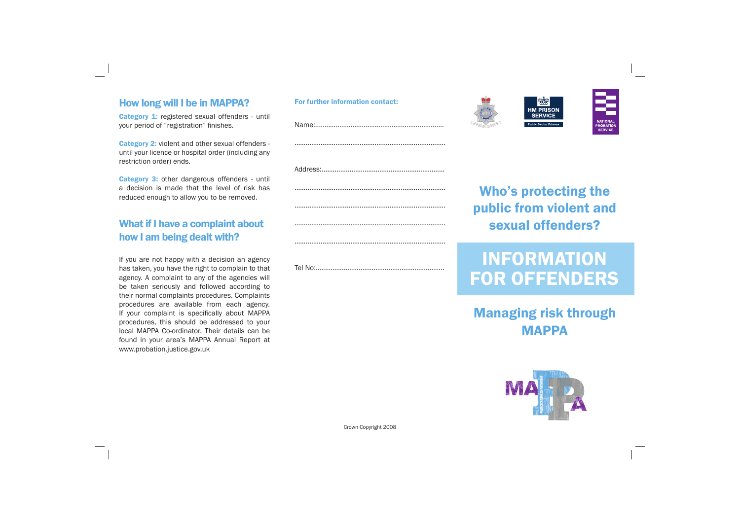## How long will I be in MAPPA?

**Category 1:** registered sexual offenders - until your period of "registration" finishes.

**Category 2:** violent and other sexual offenders - until your licence or hospital order (including any restriction order) ends.

**Category 3:** other dangerous offenders - until a decision is made that the level of risk has reduced enough to allow you to be removed.

## What if I have a complaint about how I am being dealt with?

If you are not happy with a decision an agency has taken, you have the right to complain to that agency. A complaint to any of the agencies will be taken seriously and followed according to their normal complaints procedures. Complaints procedures are available from each agency. If your complaint is specifically about MAPPA procedures, this should be addressed to your local MAPPA Co-ordinator. Their details can be found in your area's MAPPA Annual Report at www.probation.justice.gov.uk

**For further information contact:**

Name:....................................................................

................................................................................

Address:.................................................................

................................................................................

................................................................................

................................................................................

................................................................................

Tel No:...................................................................

Crown Copyright 2008

HM PRISON SERVICE
Public Sector Prisons

NATIONAL PROBATION SERVICE

## Who's protecting the public from violent and sexual offenders?

# INFORMATION FOR OFFENDERS

## Managing risk through MAPPA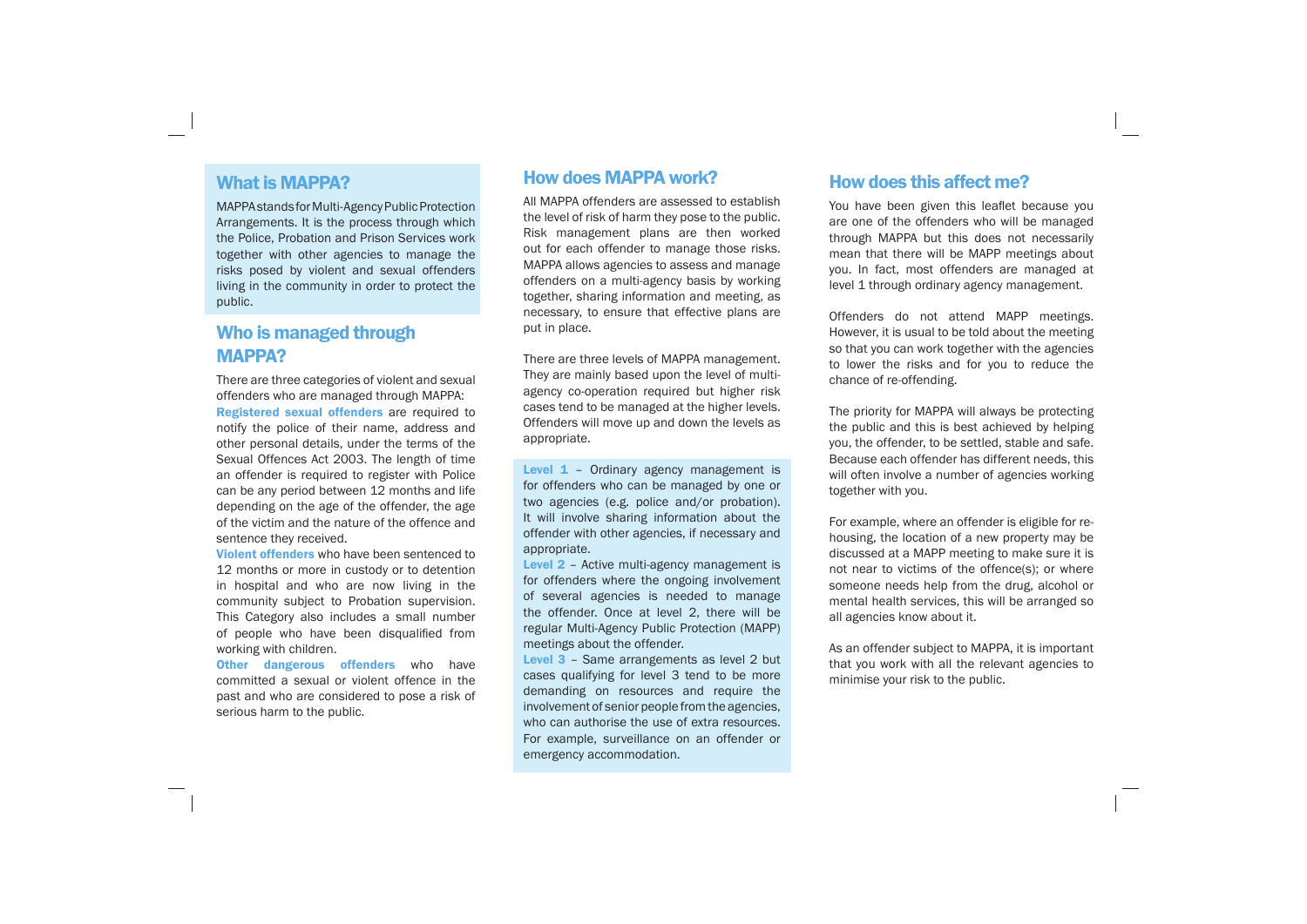## What is MAPPA?

MAPPA stands for Multi-Agency Public Protection Arrangements. It is the process through which the Police, Probation and Prison Services work together with other agencies to manage the risks posed by violent and sexual offenders living in the community in order to protect the public.

## Who is managed through MAPPA?

There are three categories of violent and sexual offenders who are managed through MAPPA:

**Registered sexual offenders** are required to notify the police of their name, address and other personal details, under the terms of the Sexual Offences Act 2003. The length of time an offender is required to register with Police can be any period between 12 months and life depending on the age of the offender, the age of the victim and the nature of the offence and sentence they received.

**Violent offenders** who have been sentenced to 12 months or more in custody or to detention in hospital and who are now living in the community subject to Probation supervision. This Category also includes a small number of people who have been disqualified from working with children.

**Other dangerous offenders** who have committed a sexual or violent offence in the past and who are considered to pose a risk of serious harm to the public.

## How does MAPPA work?

All MAPPA offenders are assessed to establish the level of risk of harm they pose to the public. Risk management plans are then worked out for each offender to manage those risks. MAPPA allows agencies to assess and manage offenders on a multi-agency basis by working together, sharing information and meeting, as necessary, to ensure that effective plans are put in place.

There are three levels of MAPPA management. They are mainly based upon the level of multi-agency co-operation required but higher risk cases tend to be managed at the higher levels. Offenders will move up and down the levels as appropriate.

**Level 1** – Ordinary agency management is for offenders who can be managed by one or two agencies (e.g. police and/or probation). It will involve sharing information about the offender with other agencies, if necessary and appropriate.

**Level 2** – Active multi-agency management is for offenders where the ongoing involvement of several agencies is needed to manage the offender. Once at level 2, there will be regular Multi-Agency Public Protection (MAPP) meetings about the offender.

**Level 3** – Same arrangements as level 2 but cases qualifying for level 3 tend to be more demanding on resources and require the involvement of senior people from the agencies, who can authorise the use of extra resources. For example, surveillance on an offender or emergency accommodation.

## How does this affect me?

You have been given this leaflet because you are one of the offenders who will be managed through MAPPA but this does not necessarily mean that there will be MAPP meetings about you. In fact, most offenders are managed at level 1 through ordinary agency management.

Offenders do not attend MAPP meetings. However, it is usual to be told about the meeting so that you can work together with the agencies to lower the risks and for you to reduce the chance of re-offending.

The priority for MAPPA will always be protecting the public and this is best achieved by helping you, the offender, to be settled, stable and safe. Because each offender has different needs, this will often involve a number of agencies working together with you.

For example, where an offender is eligible for re-housing, the location of a new property may be discussed at a MAPP meeting to make sure it is not near to victims of the offence(s); or where someone needs help from the drug, alcohol or mental health services, this will be arranged so all agencies know about it.

As an offender subject to MAPPA, it is important that you work with all the relevant agencies to minimise your risk to the public.